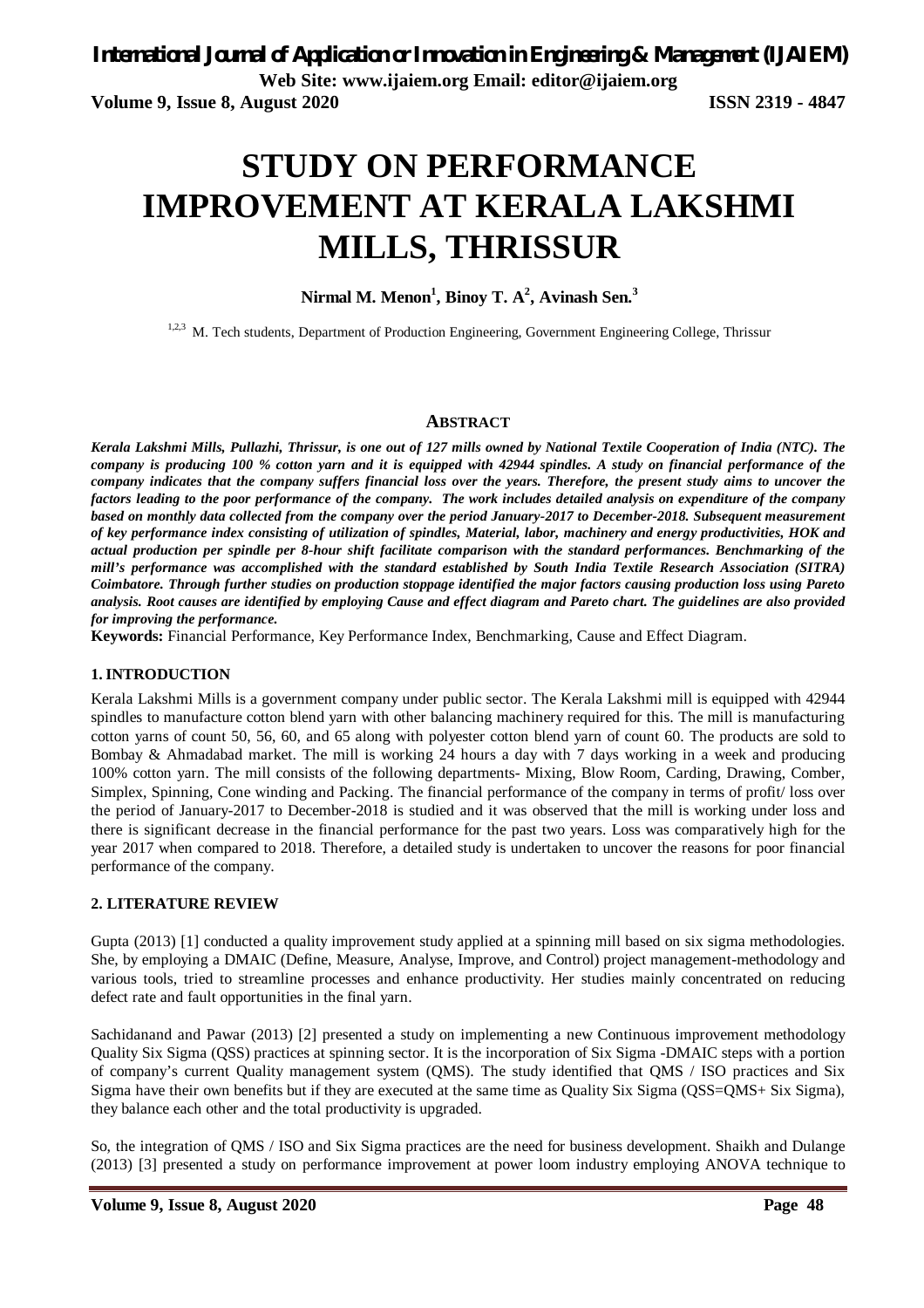# STUDY ON PERFORMANCE IMPROVEMENT AT KERALA LAKSHMI MILLS, THRISSUR

**Nirmal M. Menon[1], Binoy T. A[2], Avinash Sen.[3]**

[1,2,3] M. Tech students, Department of Production Engineering, Government Engineering College, Thrissur

## ABSTRACT

***Kerala Lakshmi Mills, Pullazhi, Thrissur, is one out of 127 mills owned by National Textile Cooperation of India (NTC). The company is producing 100 % cotton yarn and it is equipped with 42944 spindles. A study on financial performance of the company indicates that the company suffers financial loss over the years. Therefore, the present study aims to uncover the factors leading to the poor performance of the company. The work includes detailed analysis on expenditure of the company based on monthly data collected from the company over the period January-2017 to December-2018. Subsequent measurement of key performance index consisting of utilization of spindles, Material, labor, machinery and energy productivities, HOK and actual production per spindle per 8-hour shift facilitate comparison with the standard performances. Benchmarking of the mill's performance was accomplished with the standard established by South India Textile Research Association (SITRA) Coimbatore. Through further studies on production stoppage identified the major factors causing production loss using Pareto analysis. Root causes are identified by employing Cause and effect diagram and Pareto chart. The guidelines are also provided for improving the performance.***

**Keywords:** Financial Performance, Key Performance Index, Benchmarking, Cause and Effect Diagram.

### 1. INTRODUCTION

Kerala Lakshmi Mills is a government company under public sector. The Kerala Lakshmi mill is equipped with 42944 spindles to manufacture cotton blend yarn with other balancing machinery required for this. The mill is manufacturing cotton yarns of count 50, 56, 60, and 65 along with polyester cotton blend yarn of count 60. The products are sold to Bombay & Ahmadabad market. The mill is working 24 hours a day with 7 days working in a week and producing 100% cotton yarn. The mill consists of the following departments- Mixing, Blow Room, Carding, Drawing, Comber, Simplex, Spinning, Cone winding and Packing. The financial performance of the company in terms of profit/ loss over the period of January-2017 to December-2018 is studied and it was observed that the mill is working under loss and there is significant decrease in the financial performance for the past two years. Loss was comparatively high for the year 2017 when compared to 2018. Therefore, a detailed study is undertaken to uncover the reasons for poor financial performance of the company.

### 2. LITERATURE REVIEW

Gupta (2013) [1] conducted a quality improvement study applied at a spinning mill based on six sigma methodologies. She, by employing a DMAIC (Define, Measure, Analyse, Improve, and Control) project management-methodology and various tools, tried to streamline processes and enhance productivity. Her studies mainly concentrated on reducing defect rate and fault opportunities in the final yarn.

Sachidanand and Pawar (2013) [2] presented a study on implementing a new Continuous improvement methodology Quality Six Sigma (QSS) practices at spinning sector. It is the incorporation of Six Sigma -DMAIC steps with a portion of company's current Quality management system (QMS). The study identified that QMS / ISO practices and Six Sigma have their own benefits but if they are executed at the same time as Quality Six Sigma (QSS=QMS+ Six Sigma), they balance each other and the total productivity is upgraded.

So, the integration of QMS / ISO and Six Sigma practices are the need for business development. Shaikh and Dulange (2013) [3] presented a study on performance improvement at power loom industry employing ANOVA technique to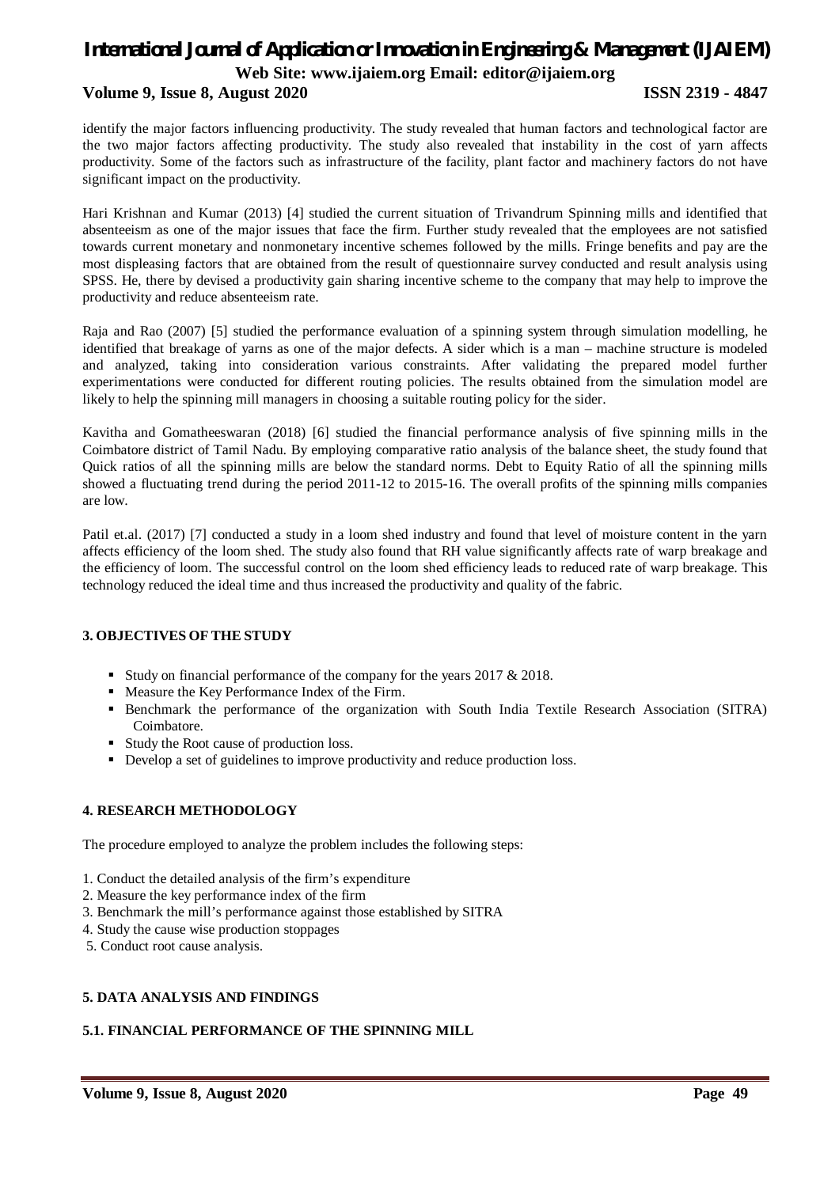identify the major factors influencing productivity. The study revealed that human factors and technological factor are the two major factors affecting productivity. The study also revealed that instability in the cost of yarn affects productivity. Some of the factors such as infrastructure of the facility, plant factor and machinery factors do not have significant impact on the productivity.

Hari Krishnan and Kumar (2013) [4] studied the current situation of Trivandrum Spinning mills and identified that absenteeism as one of the major issues that face the firm. Further study revealed that the employees are not satisfied towards current monetary and nonmonetary incentive schemes followed by the mills. Fringe benefits and pay are the most displeasing factors that are obtained from the result of questionnaire survey conducted and result analysis using SPSS. He, there by devised a productivity gain sharing incentive scheme to the company that may help to improve the productivity and reduce absenteeism rate.

Raja and Rao (2007) [5] studied the performance evaluation of a spinning system through simulation modelling, he identified that breakage of yarns as one of the major defects. A sider which is a man – machine structure is modeled and analyzed, taking into consideration various constraints. After validating the prepared model further experimentations were conducted for different routing policies. The results obtained from the simulation model are likely to help the spinning mill managers in choosing a suitable routing policy for the sider.

Kavitha and Gomatheeswaran (2018) [6] studied the financial performance analysis of five spinning mills in the Coimbatore district of Tamil Nadu. By employing comparative ratio analysis of the balance sheet, the study found that Quick ratios of all the spinning mills are below the standard norms. Debt to Equity Ratio of all the spinning mills showed a fluctuating trend during the period 2011-12 to 2015-16. The overall profits of the spinning mills companies are low.

Patil et.al. (2017) [7] conducted a study in a loom shed industry and found that level of moisture content in the yarn affects efficiency of the loom shed. The study also found that RH value significantly affects rate of warp breakage and the efficiency of loom. The successful control on the loom shed efficiency leads to reduced rate of warp breakage. This technology reduced the ideal time and thus increased the productivity and quality of the fabric.

## 3. OBJECTIVES OF THE STUDY

- Study on financial performance of the company for the years 2017 & 2018.
- Measure the Key Performance Index of the Firm.
- Benchmark the performance of the organization with South India Textile Research Association (SITRA) Coimbatore.
- Study the Root cause of production loss.
- Develop a set of guidelines to improve productivity and reduce production loss.

## 4. RESEARCH METHODOLOGY

The procedure employed to analyze the problem includes the following steps:

1. Conduct the detailed analysis of the firm's expenditure
2. Measure the key performance index of the firm
3. Benchmark the mill's performance against those established by SITRA
4. Study the cause wise production stoppages
5. Conduct root cause analysis.

## 5. DATA ANALYSIS AND FINDINGS

### 5.1. FINANCIAL PERFORMANCE OF THE SPINNING MILL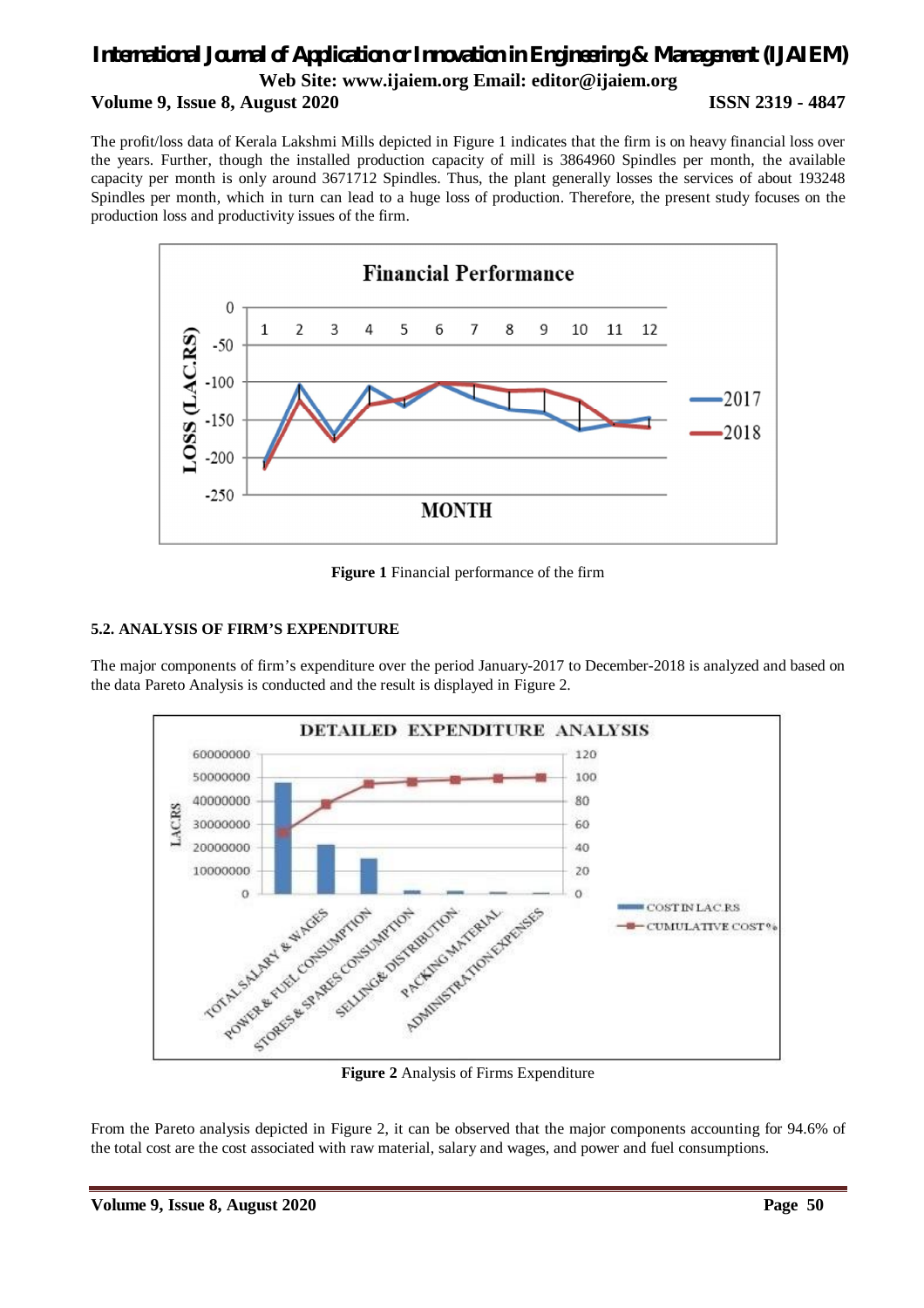The profit/loss data of Kerala Lakshmi Mills depicted in Figure 1 indicates that the firm is on heavy financial loss over the years. Further, though the installed production capacity of mill is 3864960 Spindles per month, the available capacity per month is only around 3671712 Spindles. Thus, the plant generally losses the services of about 193248 Spindles per month, which in turn can lead to a huge loss of production. Therefore, the present study focuses on the production loss and productivity issues of the firm.

**Figure 1** Financial performance of the firm

### 5.2. ANALYSIS OF FIRM'S EXPENDITURE

The major components of firm's expenditure over the period January-2017 to December-2018 is analyzed and based on the data Pareto Analysis is conducted and the result is displayed in Figure 2.

**Figure 2** Analysis of Firms Expenditure

From the Pareto analysis depicted in Figure 2, it can be observed that the major components accounting for 94.6% of the total cost are the cost associated with raw material, salary and wages, and power and fuel consumptions.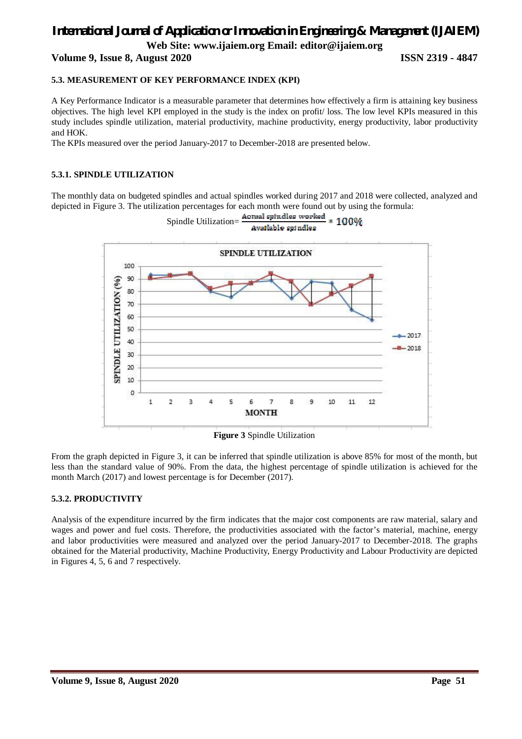### 5.3. MEASUREMENT OF KEY PERFORMANCE INDEX (KPI)

A Key Performance Indicator is a measurable parameter that determines how effectively a firm is attaining key business objectives. The high level KPI employed in the study is the index on profit/ loss. The low level KPIs measured in this study includes spindle utilization, material productivity, machine productivity, energy productivity, labor productivity and HOK.

The KPIs measured over the period January-2017 to December-2018 are presented below.

#### 5.3.1. SPINDLE UTILIZATION

The monthly data on budgeted spindles and actual spindles worked during 2017 and 2018 were collected, analyzed and depicted in Figure 3. The utilization percentages for each month were found out by using the formula:

$$\text{Spindle Utilization} = \frac{\text{Actual spindles worked}}{\text{Available spindles}} * 100\%$$

SPINDLE UTILIZATION

SPINDLE UTILIZATION (%)

100
90
80
70
60
50
40
30
20
10
0

1 2 3 4 5 6 7 8 9 10 11 12

MONTH

2017
2018

**Figure 3** Spindle Utilization

From the graph depicted in Figure 3, it can be inferred that spindle utilization is above 85% for most of the month, but less than the standard value of 90%. From the data, the highest percentage of spindle utilization is achieved for the month March (2017) and lowest percentage is for December (2017).

#### 5.3.2. PRODUCTIVITY

Analysis of the expenditure incurred by the firm indicates that the major cost components are raw material, salary and wages and power and fuel costs. Therefore, the productivities associated with the factor's material, machine, energy and labor productivities were measured and analyzed over the period January-2017 to December-2018. The graphs obtained for the Material productivity, Machine Productivity, Energy Productivity and Labour Productivity are depicted in Figures 4, 5, 6 and 7 respectively.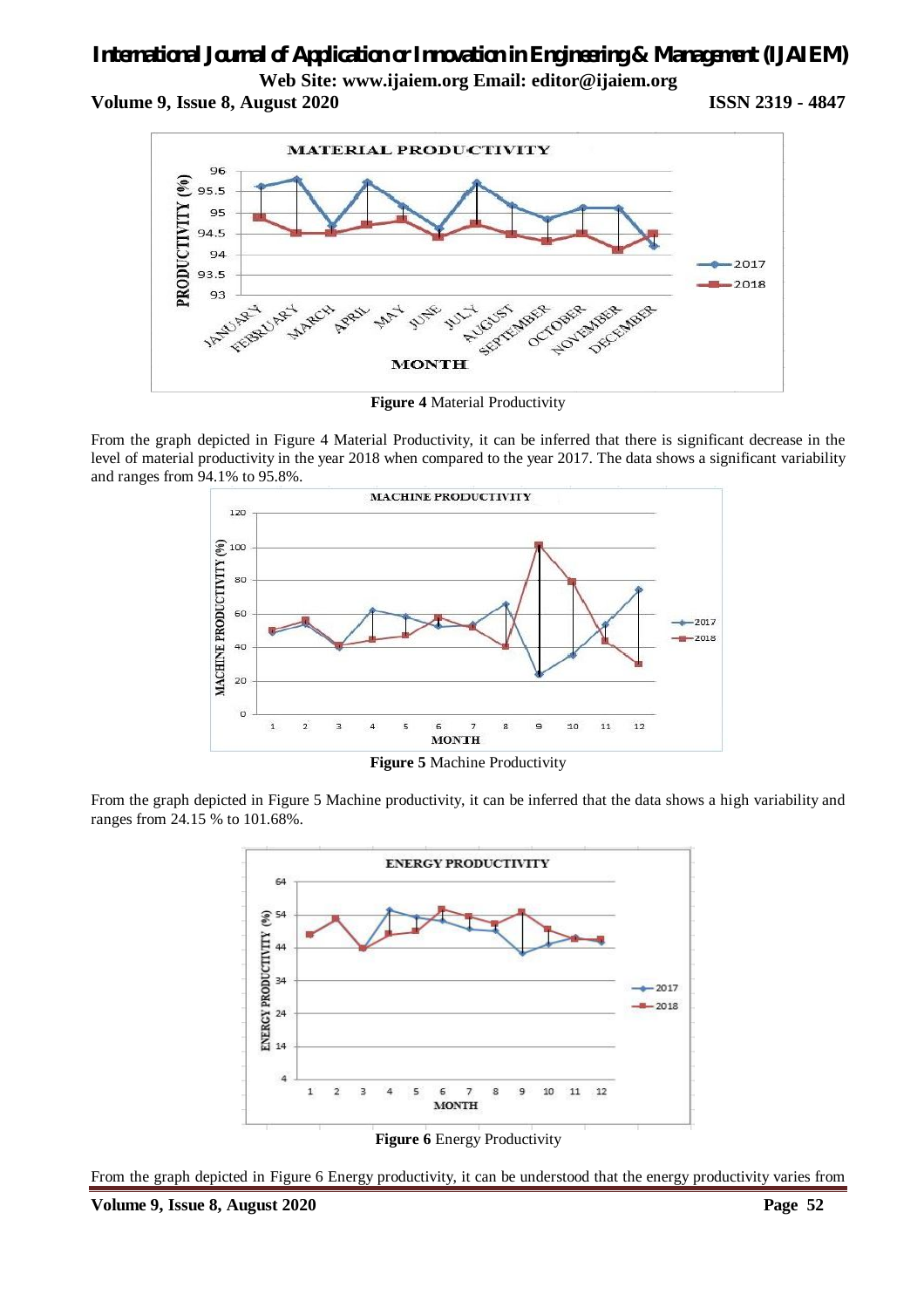MATERIAL PRODUCTIVITY

PRODUCTIVITY (%)

96
95.5
95
94.5
94
93.5
93

JANUARY FEBRUARY MARCH APRIL MAY JUNE JULY AUGUST SEPTEMBER OCTOBER NOVEMBER DECEMBER

MONTH

2017
2018

**Figure 4** Material Productivity

From the graph depicted in Figure 4 Material Productivity, it can be inferred that there is significant decrease in the level of material productivity in the year 2018 when compared to the year 2017. The data shows a significant variability and ranges from 94.1% to 95.8%.

MACHINE PRODUCTIVITY

MACHINE PRODUCTIVITY (%)

120
100
80
60
40
20
0

1 2 3 4 5 6 7 8 9 10 11 12

MONTH

2017
2018

**Figure 5** Machine Productivity

From the graph depicted in Figure 5 Machine productivity, it can be inferred that the data shows a high variability and ranges from 24.15 % to 101.68%.

ENERGY PRODUCTIVITY

ENERGY PRODUCTIVITY (%)

64
54
44
34
24
14
4

1 2 3 4 5 6 7 8 9 10 11 12

MONTH

2017
2018

**Figure 6** Energy Productivity

From the graph depicted in Figure 6 Energy productivity, it can be understood that the energy productivity varies from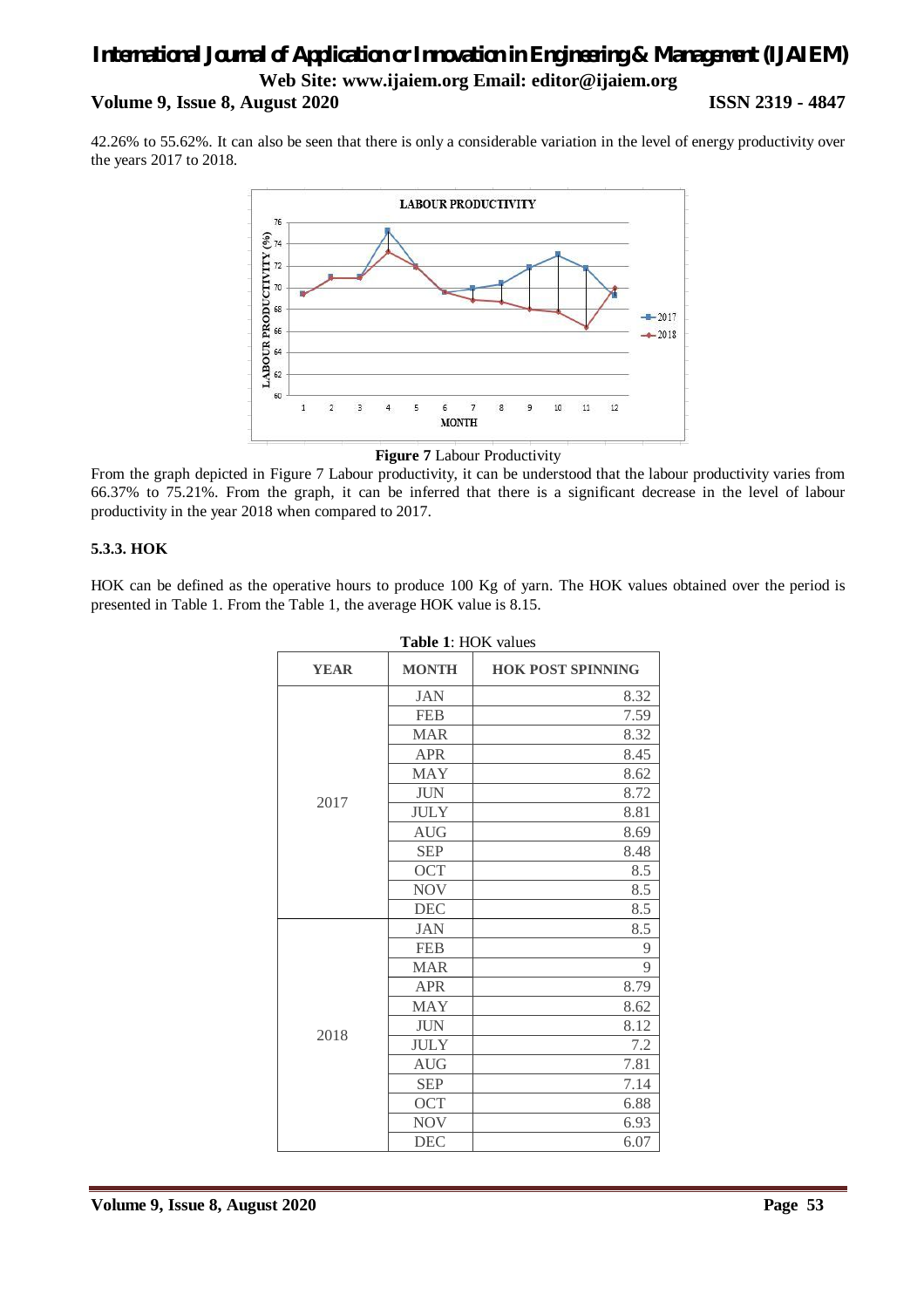42.26% to 55.62%. It can also be seen that there is only a considerable variation in the level of energy productivity over the years 2017 to 2018.

LABOUR PRODUCTIVITY

LABOUR PRODUCTIVITY (%)

76
74
72
70
68
66
64
62
60

1 2 3 4 5 6 7 8 9 10 11 12

MONTH

2017
2018

**Figure 7** Labour Productivity

From the graph depicted in Figure 7 Labour productivity, it can be understood that the labour productivity varies from 66.37% to 75.21%. From the graph, it can be inferred that there is a significant decrease in the level of labour productivity in the year 2018 when compared to 2017.

### 5.3.3. HOK

HOK can be defined as the operative hours to produce 100 Kg of yarn. The HOK values obtained over the period is presented in Table 1. From the Table 1, the average HOK value is 8.15.

**Table 1**: HOK values

| YEAR | MONTH | HOK POST SPINNING |
|---|---|---|
| 2017 | JAN | 8.32 |
| | FEB | 7.59 |
| | MAR | 8.32 |
| | APR | 8.45 |
| | MAY | 8.62 |
| | JUN | 8.72 |
| | JULY | 8.81 |
| | AUG | 8.69 |
| | SEP | 8.48 |
| | OCT | 8.5 |
| | NOV | 8.5 |
| | DEC | 8.5 |
| 2018 | JAN | 8.5 |
| | FEB | 9 |
| | MAR | 9 |
| | APR | 8.79 |
| | MAY | 8.62 |
| | JUN | 8.12 |
| | JULY | 7.2 |
| | AUG | 7.81 |
| | SEP | 7.14 |
| | OCT | 6.88 |
| | NOV | 6.93 |
| | DEC | 6.07 |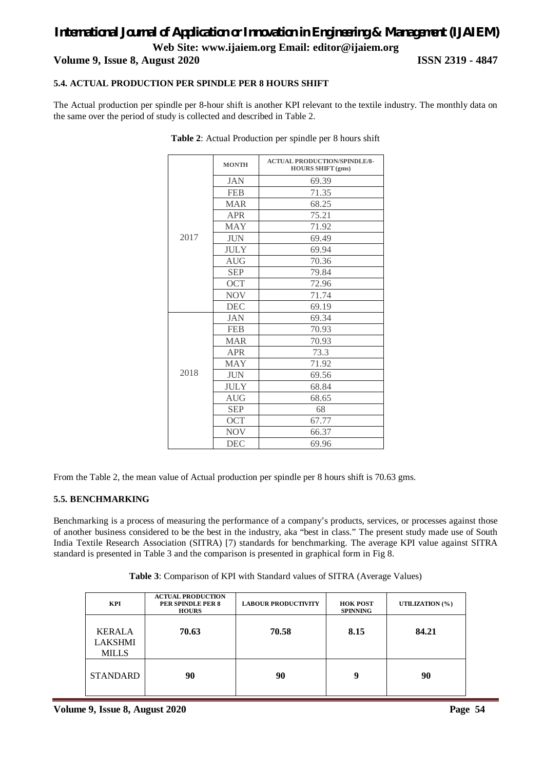### 5.4. ACTUAL PRODUCTION PER SPINDLE PER 8 HOURS SHIFT

The Actual production per spindle per 8-hour shift is another KPI relevant to the textile industry. The monthly data on the same over the period of study is collected and described in Table 2.

**Table 2**: Actual Production per spindle per 8 hours shift

| | MONTH | ACTUAL PRODUCTION/SPINDLE/8-HOURS SHIFT (gms) |
|---|---|---|
| 2017 | JAN | 69.39 |
| | FEB | 71.35 |
| | MAR | 68.25 |
| | APR | 75.21 |
| | MAY | 71.92 |
| | JUN | 69.49 |
| | JULY | 69.94 |
| | AUG | 70.36 |
| | SEP | 79.84 |
| | OCT | 72.96 |
| | NOV | 71.74 |
| | DEC | 69.19 |
| 2018 | JAN | 69.34 |
| | FEB | 70.93 |
| | MAR | 70.93 |
| | APR | 73.3 |
| | MAY | 71.92 |
| | JUN | 69.56 |
| | JULY | 68.84 |
| | AUG | 68.65 |
| | SEP | 68 |
| | OCT | 67.77 |
| | NOV | 66.37 |
| | DEC | 69.96 |

From the Table 2, the mean value of Actual production per spindle per 8 hours shift is 70.63 gms.

### 5.5. BENCHMARKING

Benchmarking is a process of measuring the performance of a company's products, services, or processes against those of another business considered to be the best in the industry, aka "best in class." The present study made use of South India Textile Research Association (SITRA) [7] standards for benchmarking. The average KPI value against SITRA standard is presented in Table 3 and the comparison is presented in graphical form in Fig 8.

**Table 3**: Comparison of KPI with Standard values of SITRA (Average Values)

| KPI | ACTUAL PRODUCTION PER SPINDLE PER 8 HOURS | LABOUR PRODUCTIVITY | HOK POST SPINNING | UTILIZATION (%) |
|---|---|---|---|---|
| KERALA LAKSHMI MILLS | **70.63** | **70.58** | **8.15** | **84.21** |
| STANDARD | **90** | **90** | **9** | **90** |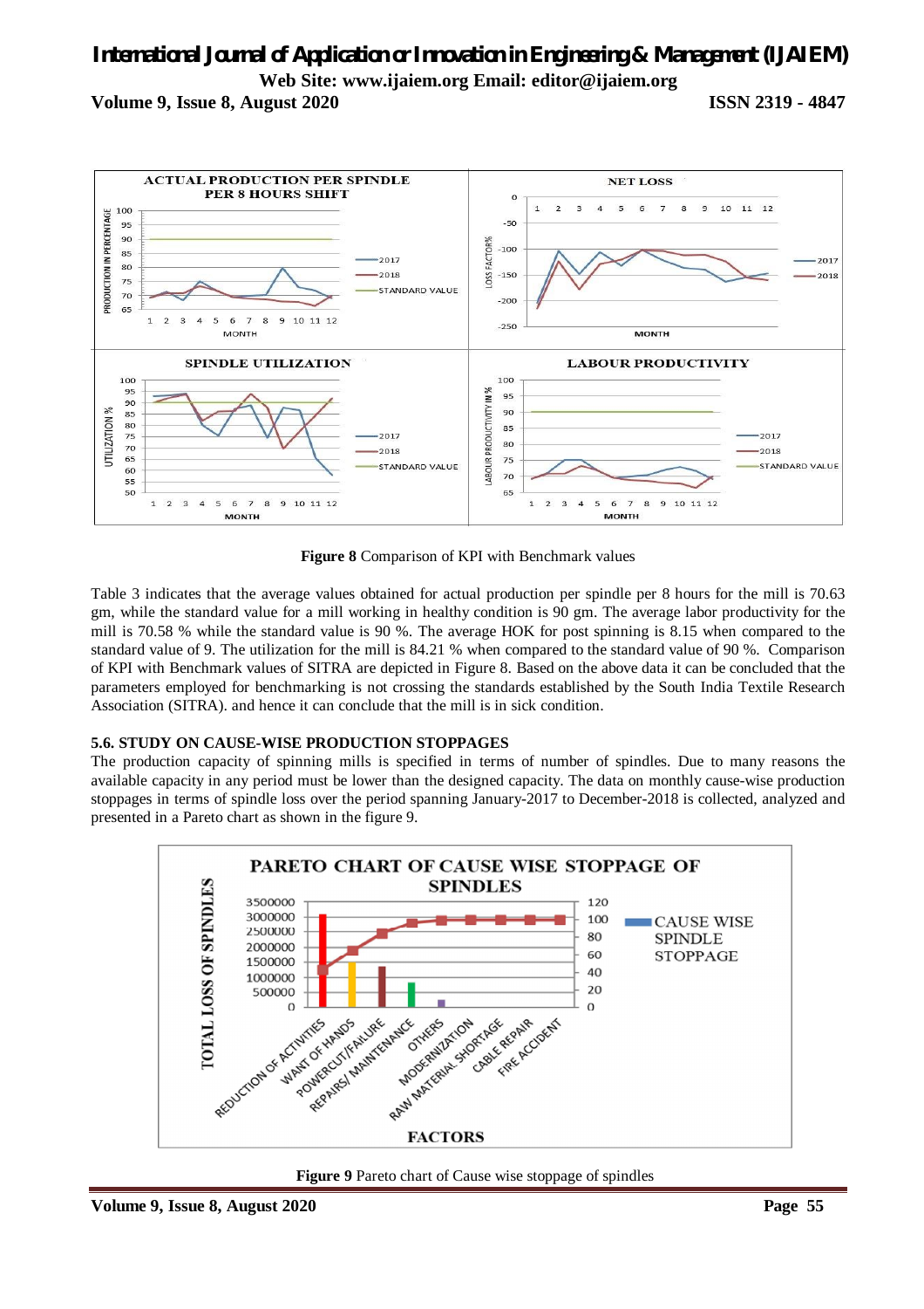ACTUAL PRODUCTION PER SPINDLE PER 8 HOURS SHIFT

PRODUCTION IN PERCENTAGE

100
95
90
85
80
75
70
65

1 2 3 4 5 6 7 8 9 10 11 12

MONTH

2017
2018
STANDARD VALUE

NET LOSS

0
-50
-100
-150
-200
-250

1 2 3 4 5 6 7 8 9 10 11 12

LOSS FACTOR%

MONTH

2017
2018

SPINDLE UTILIZATION

UTILIZATION %

100
95
90
85
80
75
70
65
60
55
50

1 2 3 4 5 6 7 8 9 10 11 12

MONTH

2017
2018
STANDARD VALUE

LABOUR PRODUCTIVITY

LABOUR PRODUCTIVITY IN %

100
95
90
85
80
75
70
65

1 2 3 4 5 6 7 8 9 10 11 12

MONTH

2017
2018
STANDARD VALUE

**Figure 8** Comparison of KPI with Benchmark values

Table 3 indicates that the average values obtained for actual production per spindle per 8 hours for the mill is 70.63 gm, while the standard value for a mill working in healthy condition is 90 gm. The average labor productivity for the mill is 70.58 % while the standard value is 90 %. The average HOK for post spinning is 8.15 when compared to the standard value of 9. The utilization for the mill is 84.21 % when compared to the standard value of 90 %. Comparison of KPI with Benchmark values of SITRA are depicted in Figure 8. Based on the above data it can be concluded that the parameters employed for benchmarking is not crossing the standards established by the South India Textile Research Association (SITRA). and hence it can conclude that the mill is in sick condition.

### 5.6. STUDY ON CAUSE-WISE PRODUCTION STOPPAGES

The production capacity of spinning mills is specified in terms of number of spindles. Due to many reasons the available capacity in any period must be lower than the designed capacity. The data on monthly cause-wise production stoppages in terms of spindle loss over the period spanning January-2017 to December-2018 is collected, analyzed and presented in a Pareto chart as shown in the figure 9.

PARETO CHART OF CAUSE WISE STOPPAGE OF SPINDLES

TOTAL LOSS OF SPINDLES

3500000
3000000
2500000
2000000
1500000
1000000
500000
0

120
100
80
60
40
20
0

CAUSE WISE SPINDLE STOPPAGE

REDUCTION OF ACTIVITIES
WANT OF HANDS
POWERCUT/FAILURE
REPAIRS/ MAINTENANCE
OTHERS
MODERNIZATION
RAW MATERIAL SHORTAGE
CABLE REPAIR
FIRE ACCIDENT

FACTORS

**Figure 9** Pareto chart of Cause wise stoppage of spindles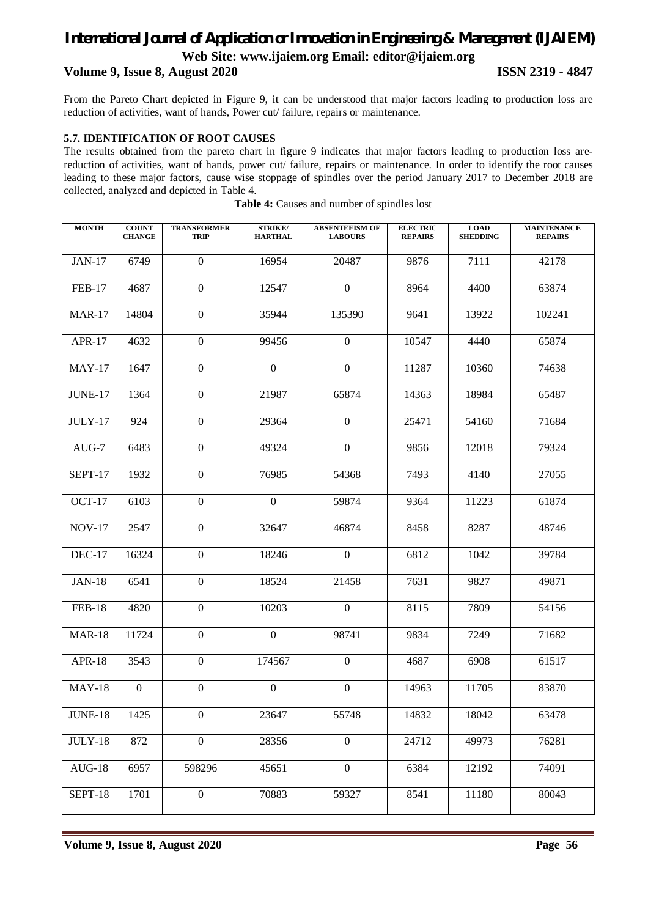From the Pareto Chart depicted in Figure 9, it can be understood that major factors leading to production loss are reduction of activities, want of hands, Power cut/ failure, repairs or maintenance.

### 5.7. IDENTIFICATION OF ROOT CAUSES

The results obtained from the pareto chart in figure 9 indicates that major factors leading to production loss are-reduction of activities, want of hands, power cut/ failure, repairs or maintenance. In order to identify the root causes leading to these major factors, cause wise stoppage of spindles over the period January 2017 to December 2018 are collected, analyzed and depicted in Table 4.

**Table 4:** Causes and number of spindles lost

| MONTH | COUNT CHANGE | TRANSFORMER TRIP | STRIKE/ HARTHAL | ABSENTEEISM OF LABOURS | ELECTRIC REPAIRS | LOAD SHEDDING | MAINTENANCE REPAIRS |
|---|---|---|---|---|---|---|---|
| JAN-17 | 6749 | 0 | 16954 | 20487 | 9876 | 7111 | 42178 |
| FEB-17 | 4687 | 0 | 12547 | 0 | 8964 | 4400 | 63874 |
| MAR-17 | 14804 | 0 | 35944 | 135390 | 9641 | 13922 | 102241 |
| APR-17 | 4632 | 0 | 99456 | 0 | 10547 | 4440 | 65874 |
| MAY-17 | 1647 | 0 | 0 | 0 | 11287 | 10360 | 74638 |
| JUNE-17 | 1364 | 0 | 21987 | 65874 | 14363 | 18984 | 65487 |
| JULY-17 | 924 | 0 | 29364 | 0 | 25471 | 54160 | 71684 |
| AUG-7 | 6483 | 0 | 49324 | 0 | 9856 | 12018 | 79324 |
| SEPT-17 | 1932 | 0 | 76985 | 54368 | 7493 | 4140 | 27055 |
| OCT-17 | 6103 | 0 | 0 | 59874 | 9364 | 11223 | 61874 |
| NOV-17 | 2547 | 0 | 32647 | 46874 | 8458 | 8287 | 48746 |
| DEC-17 | 16324 | 0 | 18246 | 0 | 6812 | 1042 | 39784 |
| JAN-18 | 6541 | 0 | 18524 | 21458 | 7631 | 9827 | 49871 |
| FEB-18 | 4820 | 0 | 10203 | 0 | 8115 | 7809 | 54156 |
| MAR-18 | 11724 | 0 | 0 | 98741 | 9834 | 7249 | 71682 |
| APR-18 | 3543 | 0 | 174567 | 0 | 4687 | 6908 | 61517 |
| MAY-18 | 0 | 0 | 0 | 0 | 14963 | 11705 | 83870 |
| JUNE-18 | 1425 | 0 | 23647 | 55748 | 14832 | 18042 | 63478 |
| JULY-18 | 872 | 0 | 28356 | 0 | 24712 | 49973 | 76281 |
| AUG-18 | 6957 | 598296 | 45651 | 0 | 6384 | 12192 | 74091 |
| SEPT-18 | 1701 | 0 | 70883 | 59327 | 8541 | 11180 | 80043 |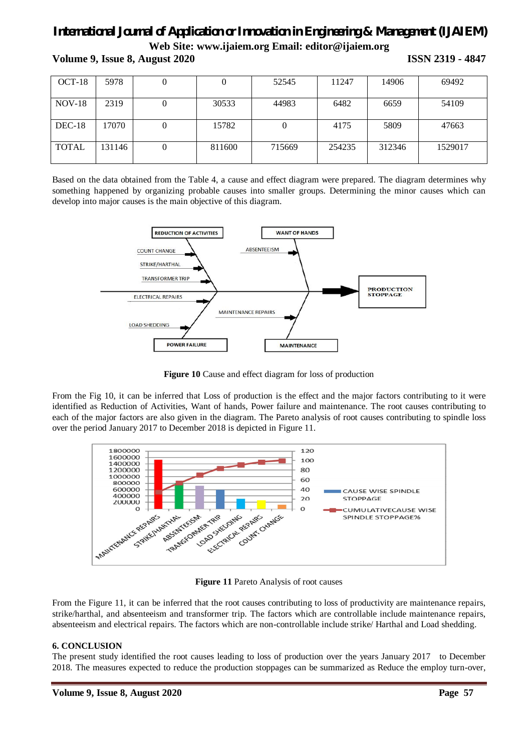| | | | | | | | |
|---|---|---|---|---|---|---|---|
| OCT-18 | 5978 | 0 | 0 | 52545 | 11247 | 14906 | 69492 |
| NOV-18 | 2319 | 0 | 30533 | 44983 | 6482 | 6659 | 54109 |
| DEC-18 | 17070 | 0 | 15782 | 0 | 4175 | 5809 | 47663 |
| TOTAL | 131146 | 0 | 811600 | 715669 | 254235 | 312346 | 1529017 |

Based on the data obtained from the Table 4, a cause and effect diagram were prepared. The diagram determines why something happened by organizing probable causes into smaller groups. Determining the minor causes which can develop into major causes is the main objective of this diagram.

REDUCTION OF ACTIVITIES
COUNT CHANGE
STRIKE/HARTHAL
TRANSFORMER TRIP
WANT OF HANDS
ABSENTEEISM
ELECTRICAL REPAIRS
LOAD SHEDDING
POWER FAILURE
MAINTENANCE REPAIRS
MAINTENANCE
PRODUCTION STOPPAGE

**Figure 10** Cause and effect diagram for loss of production

From the Fig 10, it can be inferred that Loss of production is the effect and the major factors contributing to it were identified as Reduction of Activities, Want of hands, Power failure and maintenance. The root causes contributing to each of the major factors are also given in the diagram. The Pareto analysis of root causes contributing to spindle loss over the period January 2017 to December 2018 is depicted in Figure 11.

1800000
1600000
1400000
1200000
1000000
800000
600000
400000
200000
0

120
100
80
60
40
20
0

MAINTENANCE REPAIRS
STRIKE/HARTHAL
ABSENTEEISM
TRANSFORMER TRIP
LOAD SHEDDING
ELECTRICAL REPAIRS
COUNT CHANGE

CAUSE WISE SPINDLE STOPPAGE
CUMULATIVECAUSE WISE SPINDLE STOPPAGE%

**Figure 11** Pareto Analysis of root causes

From the Figure 11, it can be inferred that the root causes contributing to loss of productivity are maintenance repairs, strike/harthal, and absenteeism and transformer trip. The factors which are controllable include maintenance repairs, absenteeism and electrical repairs. The factors which are non-controllable include strike/ Harthal and Load shedding.

### 6. CONCLUSION

The present study identified the root causes leading to loss of production over the years January 2017 to December 2018. The measures expected to reduce the production stoppages can be summarized as Reduce the employ turn-over,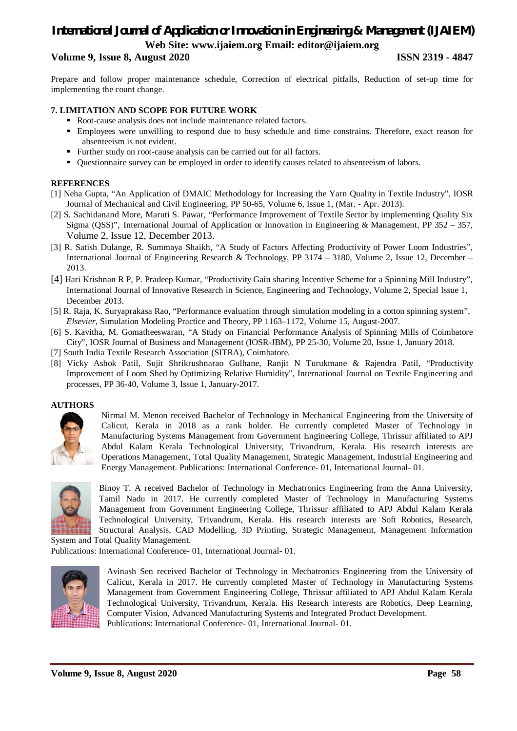Prepare and follow proper maintenance schedule, Correction of electrical pitfalls, Reduction of set-up time for implementing the count change.

### 7. LIMITATION AND SCOPE FOR FUTURE WORK

- Root-cause analysis does not include maintenance related factors.
- Employees were unwilling to respond due to busy schedule and time constrains. Therefore, exact reason for absenteeism is not evident.
- Further study on root-cause analysis can be carried out for all factors.
- Questionnaire survey can be employed in order to identify causes related to absenteeism of labors.

### REFERENCES

[1] Neha Gupta, "An Application of DMAIC Methodology for Increasing the Yarn Quality in Textile Industry", IOSR Journal of Mechanical and Civil Engineering, PP 50-65, Volume 6, Issue 1, (Mar. - Apr. 2013).

[2] S. Sachidanand More, Maruti S. Pawar, "Performance Improvement of Textile Sector by implementing Quality Six Sigma (QSS)", International Journal of Application or Innovation in Engineering & Management, PP 352 – 357, Volume 2, Issue 12, December 2013.

[3] R. Satish Dulange, R. Summaya Shaikh, "A Study of Factors Affecting Productivity of Power Loom Industries", International Journal of Engineering Research & Technology, PP 3174 – 3180, Volume 2, Issue 12, December – 2013.

[4] Hari Krishnan R P, P. Pradeep Kumar, "Productivity Gain sharing Incentive Scheme for a Spinning Mill Industry", International Journal of Innovative Research in Science, Engineering and Technology, Volume 2, Special Issue 1, December 2013.

[5] R. Raja, K. Suryaprakasa Rao, "Performance evaluation through simulation modeling in a cotton spinning system", *Elsevier*, Simulation Modeling Practice and Theory, PP 1163–1172, Volume 15, August-2007.

[6] S. Kavitha, M. Gomatheeswaran, "A Study on Financial Performance Analysis of Spinning Mills of Coimbatore City", IOSR Journal of Business and Management (IOSR-JBM), PP 25-30, Volume 20, Issue 1, January 2018.

[7] South India Textile Research Association (SITRA), Coimbatore.

[8] Vicky Ashok Patil, Sujit Shrikrushnarao Gulhane, Ranjit N Turukmane & Rajendra Patil, "Productivity Improvement of Loom Shed by Optimizing Relative Humidity", International Journal on Textile Engineering and processes, PP 36-40, Volume 3, Issue 1, January-2017.

### AUTHORS

Nirmal M. Menon received Bachelor of Technology in Mechanical Engineering from the University of Calicut, Kerala in 2018 as a rank holder. He currently completed Master of Technology in Manufacturing Systems Management from Government Engineering College, Thrissur affiliated to APJ Abdul Kalam Kerala Technological University, Trivandrum, Kerala. His research interests are Operations Management, Total Quality Management, Strategic Management, Industrial Engineering and Energy Management. Publications: International Conference- 01, International Journal- 01.

Binoy T. A received Bachelor of Technology in Mechatronics Engineering from the Anna University, Tamil Nadu in 2017. He currently completed Master of Technology in Manufacturing Systems Management from Government Engineering College, Thrissur affiliated to APJ Abdul Kalam Kerala Technological University, Trivandrum, Kerala. His research interests are Soft Robotics, Research, Structural Analysis, CAD Modelling, 3D Printing, Strategic Management, Management Information System and Total Quality Management.

Publications: International Conference- 01, International Journal- 01.

Avinash Sen received Bachelor of Technology in Mechatronics Engineering from the University of Calicut, Kerala in 2017. He currently completed Master of Technology in Manufacturing Systems Management from Government Engineering College, Thrissur affiliated to APJ Abdul Kalam Kerala Technological University, Trivandrum, Kerala. His Research interests are Robotics, Deep Learning, Computer Vision, Advanced Manufacturing Systems and Integrated Product Development.

Publications: International Conference- 01, International Journal- 01.